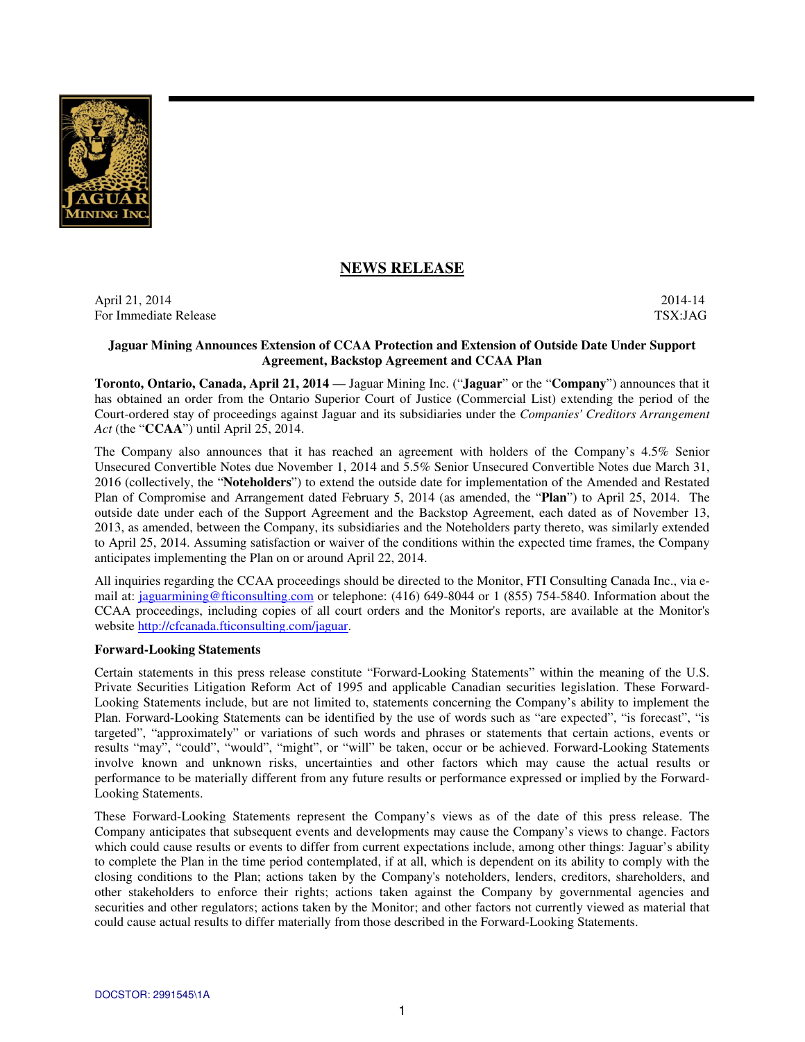# NEWS RELEASE

April 21, 2014
For Immediate Release

2014-14
TSX:JAG

**Jaguar Mining Announces Extension of CCAA Protection and Extension of Outside Date Under Support Agreement, Backstop Agreement and CCAA Plan**

**Toronto, Ontario, Canada, April 21, 2014** — Jaguar Mining Inc. ("**Jaguar**" or the "**Company**") announces that it has obtained an order from the Ontario Superior Court of Justice (Commercial List) extending the period of the Court-ordered stay of proceedings against Jaguar and its subsidiaries under the *Companies' Creditors Arrangement Act* (the "**CCAA**") until April 25, 2014.

The Company also announces that it has reached an agreement with holders of the Company's 4.5% Senior Unsecured Convertible Notes due November 1, 2014 and 5.5% Senior Unsecured Convertible Notes due March 31, 2016 (collectively, the "**Noteholders**") to extend the outside date for implementation of the Amended and Restated Plan of Compromise and Arrangement dated February 5, 2014 (as amended, the "**Plan**") to April 25, 2014. The outside date under each of the Support Agreement and the Backstop Agreement, each dated as of November 13, 2013, as amended, between the Company, its subsidiaries and the Noteholders party thereto, was similarly extended to April 25, 2014. Assuming satisfaction or waiver of the conditions within the expected time frames, the Company anticipates implementing the Plan on or around April 22, 2014.

All inquiries regarding the CCAA proceedings should be directed to the Monitor, FTI Consulting Canada Inc., via e-mail at: jaguarmining@fticonsulting.com or telephone: (416) 649-8044 or 1 (855) 754-5840. Information about the CCAA proceedings, including copies of all court orders and the Monitor's reports, are available at the Monitor's website http://cfcanada.fticonsulting.com/jaguar.

**Forward-Looking Statements**

Certain statements in this press release constitute "Forward-Looking Statements" within the meaning of the U.S. Private Securities Litigation Reform Act of 1995 and applicable Canadian securities legislation. These Forward-Looking Statements include, but are not limited to, statements concerning the Company's ability to implement the Plan. Forward-Looking Statements can be identified by the use of words such as "are expected", "is forecast", "is targeted", "approximately" or variations of such words and phrases or statements that certain actions, events or results "may", "could", "would", "might", or "will" be taken, occur or be achieved. Forward-Looking Statements involve known and unknown risks, uncertainties and other factors which may cause the actual results or performance to be materially different from any future results or performance expressed or implied by the Forward-Looking Statements.

These Forward-Looking Statements represent the Company's views as of the date of this press release. The Company anticipates that subsequent events and developments may cause the Company's views to change. Factors which could cause results or events to differ from current expectations include, among other things: Jaguar's ability to complete the Plan in the time period contemplated, if at all, which is dependent on its ability to comply with the closing conditions to the Plan; actions taken by the Company's noteholders, lenders, creditors, shareholders, and other stakeholders to enforce their rights; actions taken against the Company by governmental agencies and securities and other regulators; actions taken by the Monitor; and other factors not currently viewed as material that could cause actual results to differ materially from those described in the Forward-Looking Statements.

DOCSTOR: 2991545\1A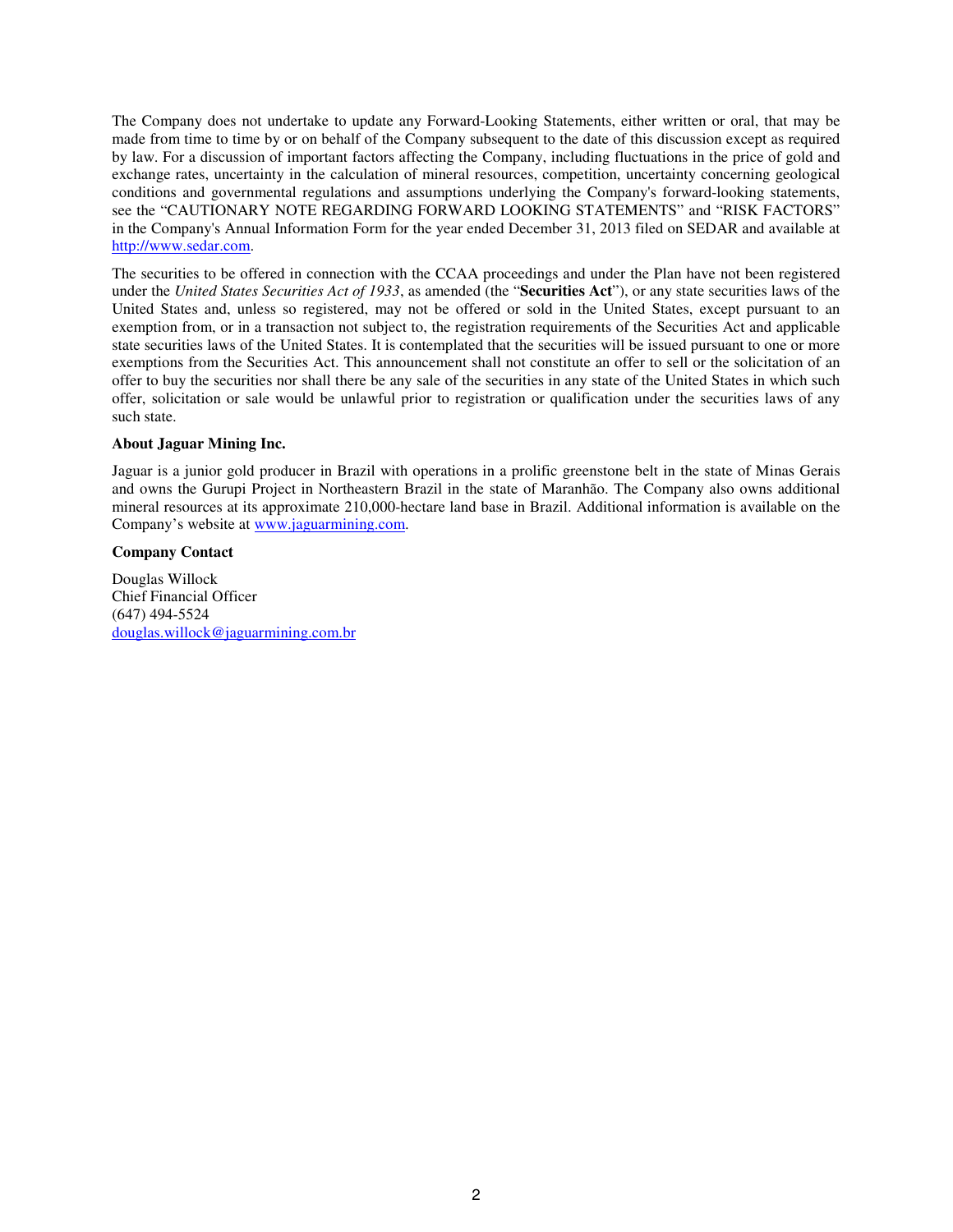The Company does not undertake to update any Forward-Looking Statements, either written or oral, that may be made from time to time by or on behalf of the Company subsequent to the date of this discussion except as required by law. For a discussion of important factors affecting the Company, including fluctuations in the price of gold and exchange rates, uncertainty in the calculation of mineral resources, competition, uncertainty concerning geological conditions and governmental regulations and assumptions underlying the Company's forward-looking statements, see the "CAUTIONARY NOTE REGARDING FORWARD LOOKING STATEMENTS" and "RISK FACTORS" in the Company's Annual Information Form for the year ended December 31, 2013 filed on SEDAR and available at http://www.sedar.com.

The securities to be offered in connection with the CCAA proceedings and under the Plan have not been registered under the *United States Securities Act of 1933*, as amended (the "**Securities Act**"), or any state securities laws of the United States and, unless so registered, may not be offered or sold in the United States, except pursuant to an exemption from, or in a transaction not subject to, the registration requirements of the Securities Act and applicable state securities laws of the United States. It is contemplated that the securities will be issued pursuant to one or more exemptions from the Securities Act. This announcement shall not constitute an offer to sell or the solicitation of an offer to buy the securities nor shall there be any sale of the securities in any state of the United States in which such offer, solicitation or sale would be unlawful prior to registration or qualification under the securities laws of any such state.

**About Jaguar Mining Inc.**

Jaguar is a junior gold producer in Brazil with operations in a prolific greenstone belt in the state of Minas Gerais and owns the Gurupi Project in Northeastern Brazil in the state of Maranhão. The Company also owns additional mineral resources at its approximate 210,000-hectare land base in Brazil. Additional information is available on the Company's website at www.jaguarmining.com.

**Company Contact**

Douglas Willock
Chief Financial Officer
(647) 494-5524
douglas.willock@jaguarmining.com.br